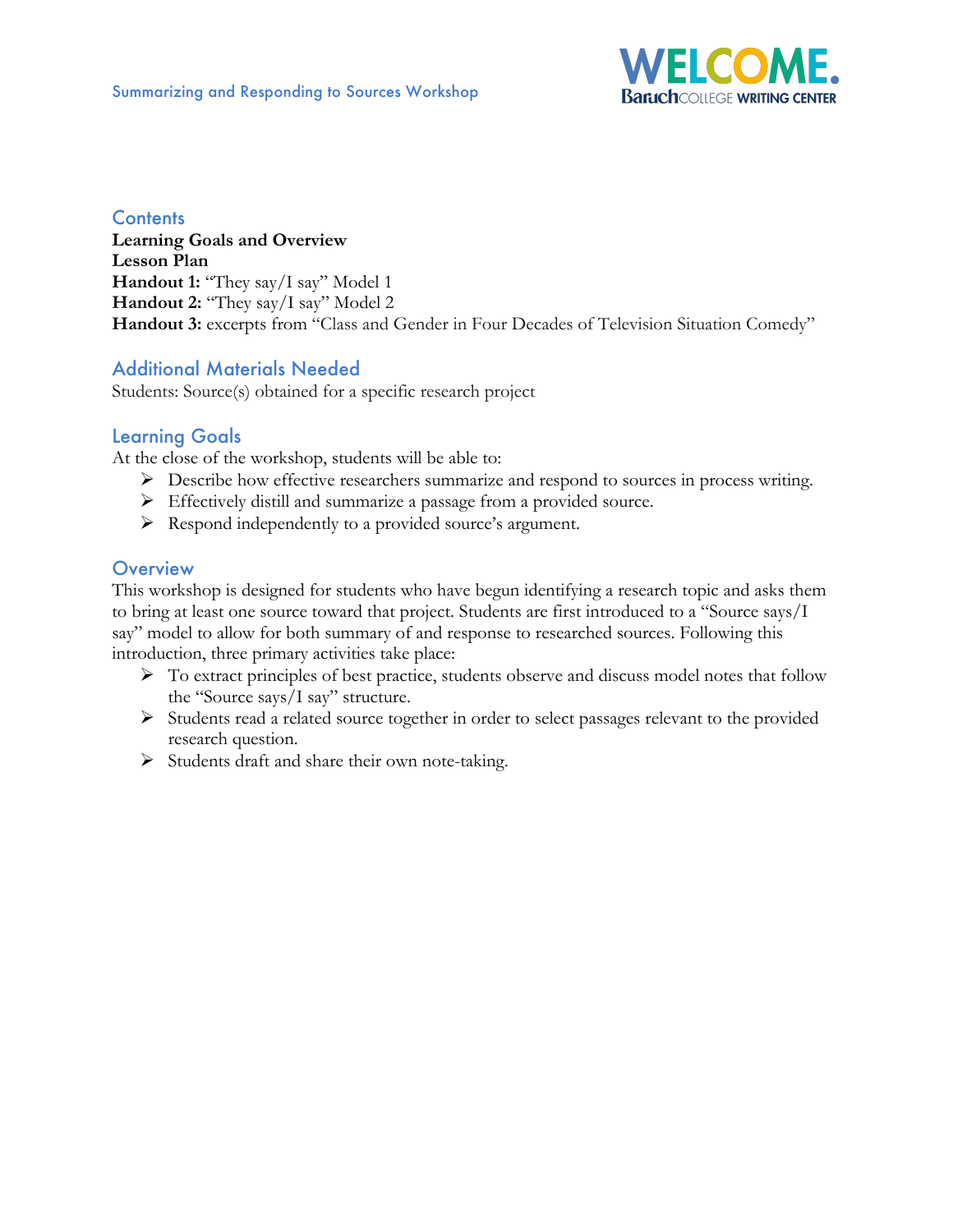Summarizing and Responding to Sources Workshop

WELCOME.
Baruch COLLEGE WRITING CENTER

## Contents

**Learning Goals and Overview**
**Lesson Plan**
**Handout 1:** "They say/I say" Model 1
**Handout 2:** "They say/I say" Model 2
**Handout 3:** excerpts from "Class and Gender in Four Decades of Television Situation Comedy"

## Additional Materials Needed

Students: Source(s) obtained for a specific research project

## Learning Goals

At the close of the workshop, students will be able to:

- Describe how effective researchers summarize and respond to sources in process writing.
- Effectively distill and summarize a passage from a provided source.
- Respond independently to a provided source's argument.

## Overview

This workshop is designed for students who have begun identifying a research topic and asks them to bring at least one source toward that project. Students are first introduced to a "Source says/I say" model to allow for both summary of and response to researched sources. Following this introduction, three primary activities take place:

- To extract principles of best practice, students observe and discuss model notes that follow the "Source says/I say" structure.
- Students read a related source together in order to select passages relevant to the provided research question.
- Students draft and share their own note-taking.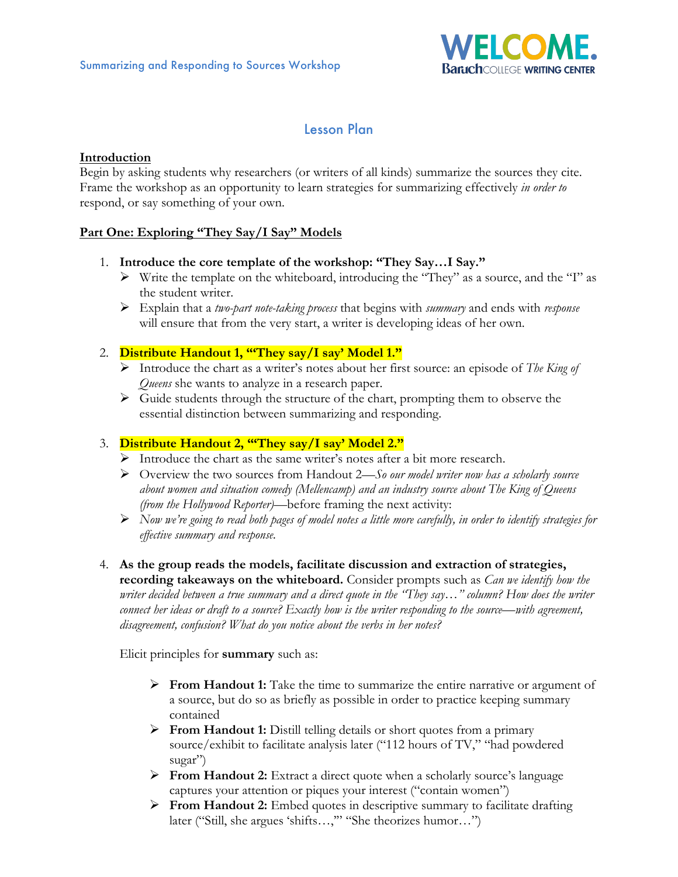Summarizing and Responding to Sources Workshop

# Lesson Plan

**Introduction**

Begin by asking students why researchers (or writers of all kinds) summarize the sources they cite. Frame the workshop as an opportunity to learn strategies for summarizing effectively *in order to* respond, or say something of your own.

**Part One: Exploring "They Say/I Say" Models**

1. **Introduce the core template of the workshop: "They Say…I Say."**
   - Write the template on the whiteboard, introducing the "They" as a source, and the "I" as the student writer.
   - Explain that a *two-part note-taking process* that begins with *summary* and ends with *response* will ensure that from the very start, a writer is developing ideas of her own.

2. **Distribute Handout 1, "'They say/I say' Model 1."**
   - Introduce the chart as a writer's notes about her first source: an episode of *The King of Queens* she wants to analyze in a research paper.
   - Guide students through the structure of the chart, prompting them to observe the essential distinction between summarizing and responding.

3. **Distribute Handout 2, "'They say/I say' Model 2."**
   - Introduce the chart as the same writer's notes after a bit more research.
   - Overview the two sources from Handout 2—*So our model writer now has a scholarly source about women and situation comedy (Mellencamp) and an industry source about The King of Queens (from the Hollywood Reporter)*—before framing the next activity:
   - *Now we're going to read both pages of model notes a little more carefully, in order to identify strategies for effective summary and response.*

4. **As the group reads the models, facilitate discussion and extraction of strategies, recording takeaways on the whiteboard.** Consider prompts such as *Can we identify how the writer decided between a true summary and a direct quote in the "They say…" column? How does the writer connect her ideas or draft to a source? Exactly how is the writer responding to the source—with agreement, disagreement, confusion? What do you notice about the verbs in her notes?*

   Elicit principles for **summary** such as:

   - **From Handout 1:** Take the time to summarize the entire narrative or argument of a source, but do so as briefly as possible in order to practice keeping summary contained
   - **From Handout 1:** Distill telling details or short quotes from a primary source/exhibit to facilitate analysis later ("112 hours of TV," "had powdered sugar")
   - **From Handout 2:** Extract a direct quote when a scholarly source's language captures your attention or piques your interest ("contain women")
   - **From Handout 2:** Embed quotes in descriptive summary to facilitate drafting later ("Still, she argues 'shifts…,'" "She theorizes humor…")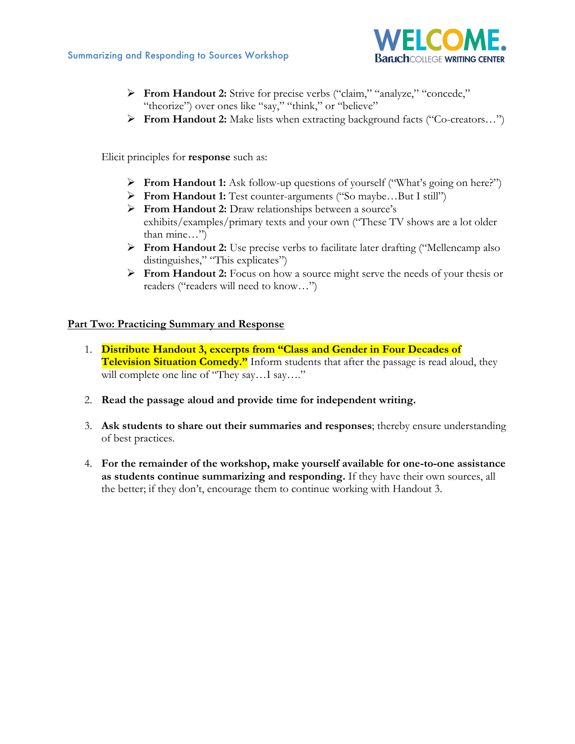- **From Handout 2:** Strive for precise verbs ("claim," "analyze," "concede," "theorize") over ones like "say," "think," or "believe"
- **From Handout 2:** Make lists when extracting background facts ("Co-creators…")

Elicit principles for **response** such as:

- **From Handout 1:** Ask follow-up questions of yourself ("What's going on here?")
- **From Handout 1:** Test counter-arguments ("So maybe…But I still")
- **From Handout 2:** Draw relationships between a source's exhibits/examples/primary texts and your own ("These TV shows are a lot older than mine…")
- **From Handout 2:** Use precise verbs to facilitate later drafting ("Mellencamp also distinguishes," "This explicates")
- **From Handout 2:** Focus on how a source might serve the needs of your thesis or readers ("readers will need to know…")

## Part Two: Practicing Summary and Response

1. **Distribute Handout 3, excerpts from "Class and Gender in Four Decades of Television Situation Comedy."** Inform students that after the passage is read aloud, they will complete one line of "They say…I say…."

2. **Read the passage aloud and provide time for independent writing.**

3. **Ask students to share out their summaries and responses**; thereby ensure understanding of best practices.

4. **For the remainder of the workshop, make yourself available for one-to-one assistance as students continue summarizing and responding.** If they have their own sources, all the better; if they don't, encourage them to continue working with Handout 3.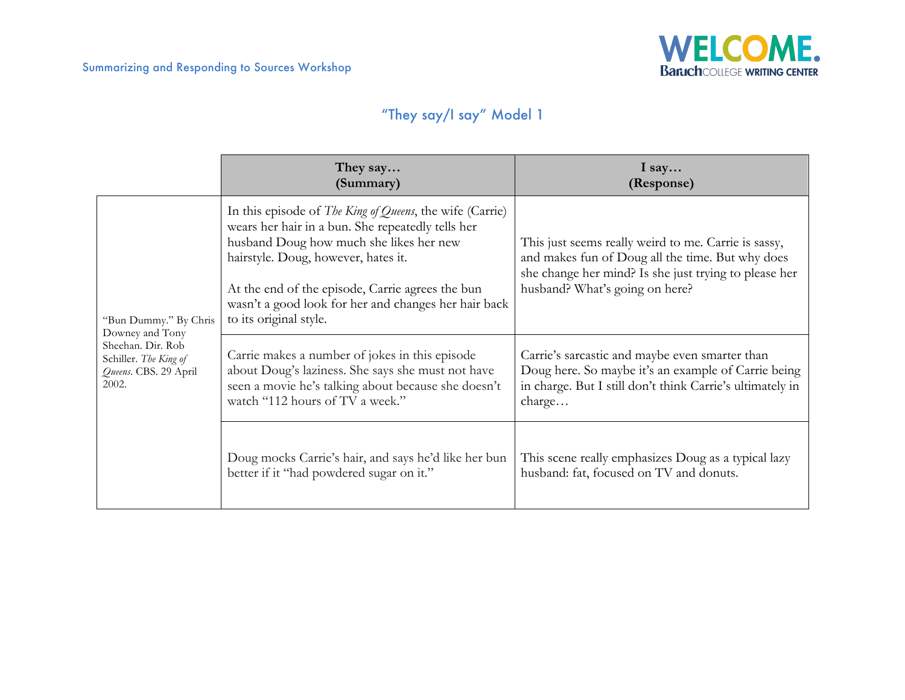Summarizing and Responding to Sources Workshop

## "They say/I say" Model 1

| | They say… (Summary) | I say… (Response) |
|---|---|---|
| "Bun Dummy." By Chris Downey and Tony Sheehan. Dir. Rob Schiller. *The King of Queens*. CBS. 29 April 2002. | In this episode of *The King of Queens*, the wife (Carrie) wears her hair in a bun. She repeatedly tells her husband Doug how much she likes her new hairstyle. Doug, however, hates it.<br><br>At the end of the episode, Carrie agrees the bun wasn't a good look for her and changes her hair back to its original style. | This just seems really weird to me. Carrie is sassy, and makes fun of Doug all the time. But why does she change her mind? Is she just trying to please her husband? What's going on here? |
| | Carrie makes a number of jokes in this episode about Doug's laziness. She says she must not have seen a movie he's talking about because she doesn't watch "112 hours of TV a week." | Carrie's sarcastic and maybe even smarter than Doug here. So maybe it's an example of Carrie being in charge. But I still don't think Carrie's ultimately in charge… |
| | Doug mocks Carrie's hair, and says he'd like her bun better if it "had powdered sugar on it." | This scene really emphasizes Doug as a typical lazy husband: fat, focused on TV and donuts. |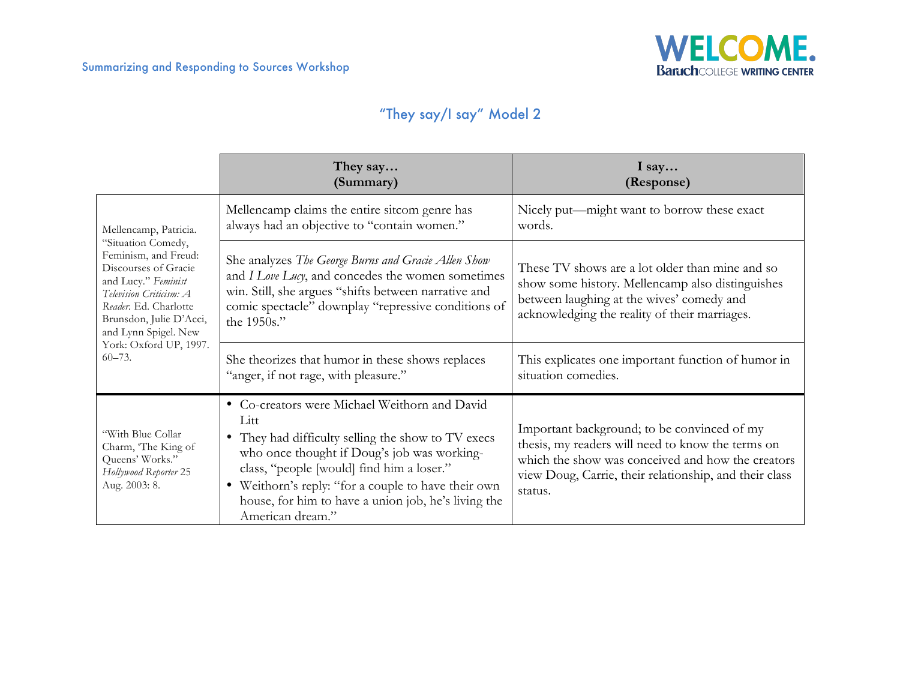## "They say/I say" Model 2

| | They say… (Summary) | I say… (Response) |
|---|---|---|
| Mellencamp, Patricia. "Situation Comedy, Feminism, and Freud: Discourses of Gracie and Lucy." *Feminist Television Criticism: A Reader.* Ed. Charlotte Brunsdon, Julie D'Acci, and Lynn Spigel. New York: Oxford UP, 1997. 60–73. | Mellencamp claims the entire sitcom genre has always had an objective to "contain women." | Nicely put—might want to borrow these exact words. |
| | She analyzes *The George Burns and Gracie Allen Show* and *I Love Lucy*, and concedes the women sometimes win. Still, she argues "shifts between narrative and comic spectacle" downplay "repressive conditions of the 1950s." | These TV shows are a lot older than mine and so show some history. Mellencamp also distinguishes between laughing at the wives' comedy and acknowledging the reality of their marriages. |
| | She theorizes that humor in these shows replaces "anger, if not rage, with pleasure." | This explicates one important function of humor in situation comedies. |
| "With Blue Collar Charm, 'The King of Queens' Works." *Hollywood Reporter* 25 Aug. 2003: 8. | • Co-creators were Michael Weithorn and David Litt<br>• They had difficulty selling the show to TV execs who once thought if Doug's job was working-class, "people [would] find him a loser."<br>• Weithorn's reply: "for a couple to have their own house, for him to have a union job, he's living the American dream." | Important background; to be convinced of my thesis, my readers will need to know the terms on which the show was conceived and how the creators view Doug, Carrie, their relationship, and their class status. |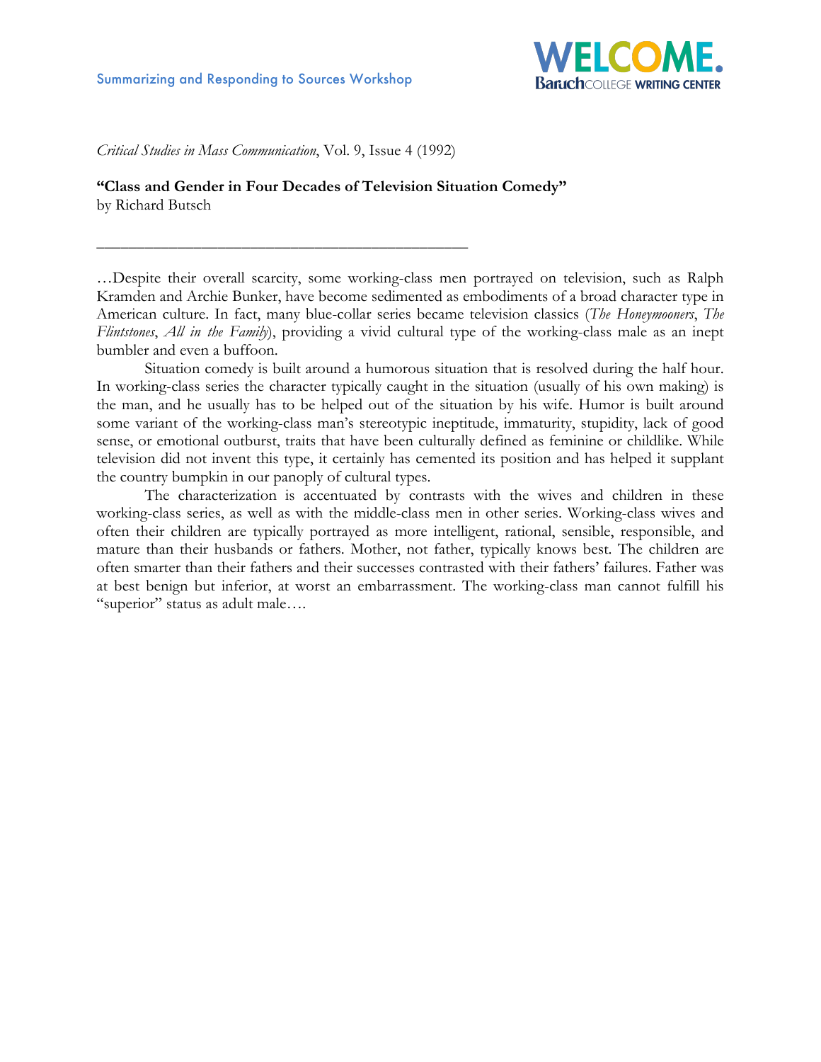*Critical Studies in Mass Communication*, Vol. 9, Issue 4 (1992)

**"Class and Gender in Four Decades of Television Situation Comedy"**
by Richard Butsch

---

…Despite their overall scarcity, some working-class men portrayed on television, such as Ralph Kramden and Archie Bunker, have become sedimented as embodiments of a broad character type in American culture. In fact, many blue-collar series became television classics (*The Honeymooners*, *The Flintstones*, *All in the Family*), providing a vivid cultural type of the working-class male as an inept bumbler and even a buffoon.

Situation comedy is built around a humorous situation that is resolved during the half hour. In working-class series the character typically caught in the situation (usually of his own making) is the man, and he usually has to be helped out of the situation by his wife. Humor is built around some variant of the working-class man's stereotypic ineptitude, immaturity, stupidity, lack of good sense, or emotional outburst, traits that have been culturally defined as feminine or childlike. While television did not invent this type, it certainly has cemented its position and has helped it supplant the country bumpkin in our panoply of cultural types.

The characterization is accentuated by contrasts with the wives and children in these working-class series, as well as with the middle-class men in other series. Working-class wives and often their children are typically portrayed as more intelligent, rational, sensible, responsible, and mature than their husbands or fathers. Mother, not father, typically knows best. The children are often smarter than their fathers and their successes contrasted with their fathers' failures. Father was at best benign but inferior, at worst an embarrassment. The working-class man cannot fulfill his "superior" status as adult male….